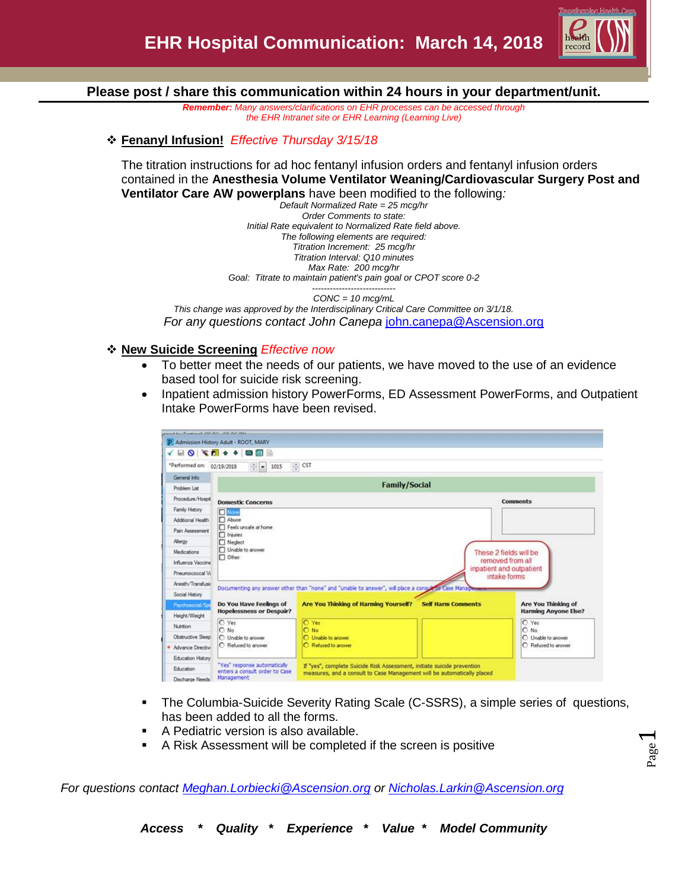# EHR Hospital Communication: March 14, 2018

**Please post / share this communication within 24 hours in your department/unit.**

***Remember:*** *Many answers/clarifications on EHR processes can be accessed through the EHR Intranet site or EHR Learning (Learning Live)*

## ❖ Fenanyl Infusion! *Effective Thursday 3/15/18*

The titration instructions for ad hoc fentanyl infusion orders and fentanyl infusion orders contained in the **Anesthesia Volume Ventilator Weaning/Cardiovascular Surgery Post and Ventilator Care AW powerplans** have been modified to the following:

*Default Normalized Rate = 25 mcg/hr*
*Order Comments to state:*
*Initial Rate equivalent to Normalized Rate field above.*
*The following elements are required:*
*Titration Increment: 25 mcg/hr*
*Titration Interval: Q10 minutes*
*Max Rate: 200 mcg/hr*
*Goal: Titrate to maintain patient's pain goal or CPOT score 0-2*
*----------------------------*
*CONC = 10 mcg/mL*

*This change was approved by the Interdisciplinary Critical Care Committee on 3/1/18.*

*For any questions contact John Canepa* john.canepa@Ascension.org

## ❖ New Suicide Screening *Effective now*

- To better meet the needs of our patients, we have moved to the use of an evidence based tool for suicide risk screening.
- Inpatient admission history PowerForms, ED Assessment PowerForms, and Outpatient Intake PowerForms have been revised.

- The Columbia-Suicide Severity Rating Scale (C-SSRS), a simple series of questions, has been added to all the forms.
- A Pediatric version is also available.
- A Risk Assessment will be completed if the screen is positive

*For questions contact* *Meghan.Lorbiecki@Ascension.org* *or* *Nicholas.Larkin@Ascension.org*

***Access * Quality * Experience * Value * Model Community***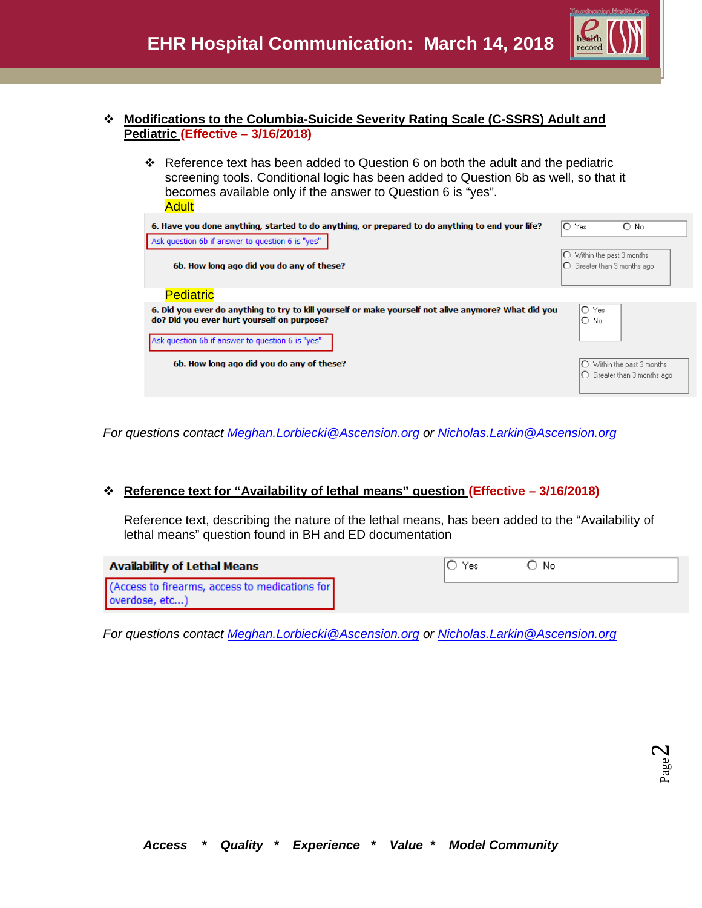- **Modifications to the Columbia-Suicide Severity Rating Scale (C-SSRS) Adult and Pediatric (Effective – 3/16/2018)**

  - Reference text has been added to Question 6 on both the adult and the pediatric screening tools. Conditional logic has been added to Question 6b as well, so that it becomes available only if the answer to Question 6 is "yes".

Adult

| | |
|---|---|
| **6. Have you done anything, started to do anything, or prepared to do anything to end your life?** Ask question 6b if answer to question 6 is "yes" | ○ Yes ○ No |
| **6b. How long ago did you do any of these?** | ○ Within the past 3 months ○ Greater than 3 months ago |

Pediatric

| | |
|---|---|
| **6. Did you ever do anything to try to kill yourself or make yourself not alive anymore? What did you do? Did you ever hurt yourself on purpose?** Ask question 6b if answer to question 6 is "yes" | ○ Yes ○ No |
| **6b. How long ago did you do any of these?** | ○ Within the past 3 months ○ Greater than 3 months ago |

*For questions contact Meghan.Lorbiecki@Ascension.org or Nicholas.Larkin@Ascension.org*

- **Reference text for "Availability of lethal means" question (Effective – 3/16/2018)**

Reference text, describing the nature of the lethal means, has been added to the "Availability of lethal means" question found in BH and ED documentation

| | |
|---|---|
| **Availability of Lethal Means** (Access to firearms, access to medications for overdose, etc...) | ○ Yes ○ No |

*For questions contact Meghan.Lorbiecki@Ascension.org or Nicholas.Larkin@Ascension.org*

***Access * Quality * Experience * Value * Model Community***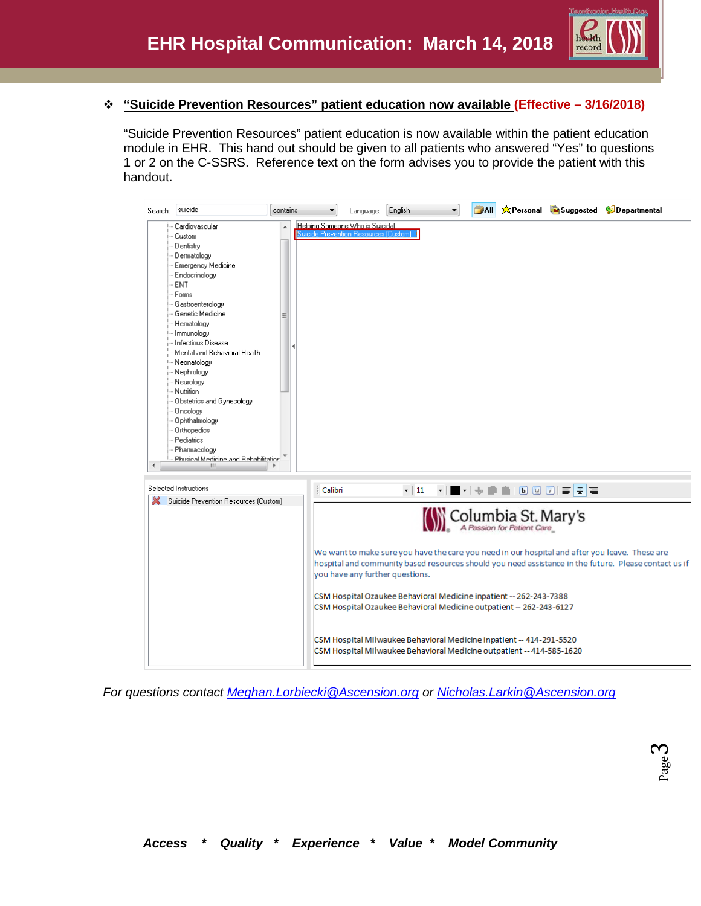# EHR Hospital Communication: March 14, 2018

❖ **"Suicide Prevention Resources" patient education now available** **(Effective – 3/16/2018)**

"Suicide Prevention Resources" patient education is now available within the patient education module in EHR. This hand out should be given to all patients who answered "Yes" to questions 1 or 2 on the C-SSRS. Reference text on the form advises you to provide the patient with this handout.

Search: suicide | contains | Language: English | All | Personal | Suggested | Departmental

- Cardiovascular
- Custom
- Dentistry
- Dermatology
- Emergency Medicine
- Endocrinology
- ENT
- Forms
- Gastroenterology
- Genetic Medicine
- Hematology
- Immunology
- Infectious Disease
- Mental and Behavioral Health
- Neonatology
- Nephrology
- Neurology
- Nutrition
- Obstetrics and Gynecology
- Oncology
- Ophthalmology
- Orthopedics
- Pediatrics
- Pharmacology
- Physical Medicine and Rehabilitation

Helping Someone Who is Suicidal
Suicide Prevention Resources (Custom)

Selected Instructions
Suicide Prevention Resources (Custom)

Columbia St. Mary's
A Passion for Patient Care

We want to make sure you have the care you need in our hospital and after you leave. These are hospital and community based resources should you need assistance in the future. Please contact us if you have any further questions.

CSM Hospital Ozaukee Behavioral Medicine inpatient -- 262-243-7388
CSM Hospital Ozaukee Behavioral Medicine outpatient -- 262-243-6127

CSM Hospital Milwaukee Behavioral Medicine inpatient -- 414-291-5520
CSM Hospital Milwaukee Behavioral Medicine outpatient -- 414-585-1620

*For questions contact Meghan.Lorbiecki@Ascension.org or Nicholas.Larkin@Ascension.org*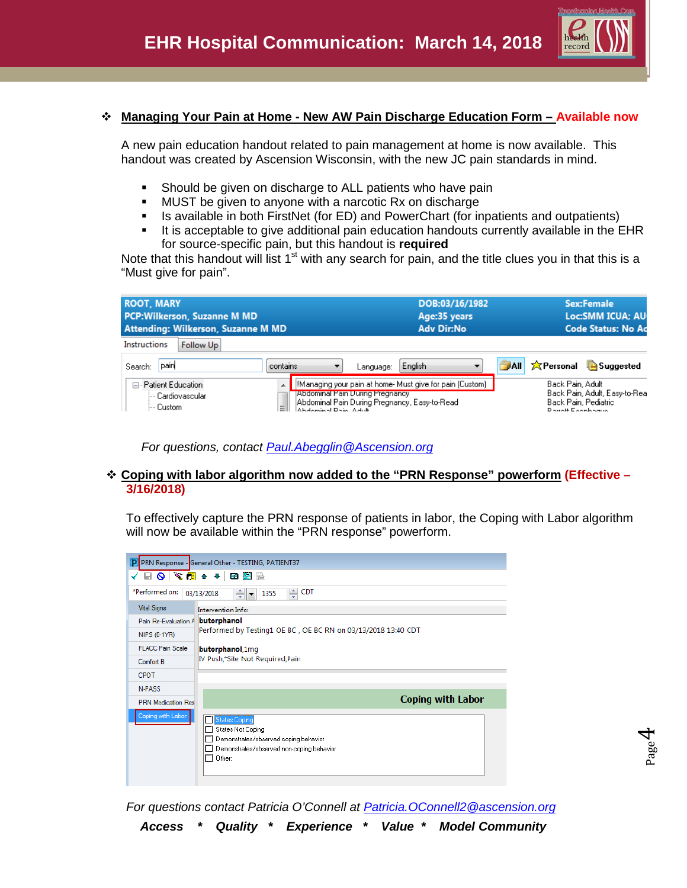# EHR Hospital Communication: March 14, 2018

## Managing Your Pain at Home - New AW Pain Discharge Education Form – Available now

A new pain education handout related to pain management at home is now available. This handout was created by Ascension Wisconsin, with the new JC pain standards in mind.

- Should be given on discharge to ALL patients who have pain
- MUST be given to anyone with a narcotic Rx on discharge
- Is available in both FirstNet (for ED) and PowerChart (for inpatients and outpatients)
- It is acceptable to give additional pain education handouts currently available in the EHR for source-specific pain, but this handout is **required**

Note that this handout will list 1st with any search for pain, and the title clues you in that this is a "Must give for pain".

*For questions, contact Paul.Abegglin@Ascension.org*

## Coping with labor algorithm now added to the "PRN Response" powerform (Effective – 3/16/2018)

To effectively capture the PRN response of patients in labor, the Coping with Labor algorithm will now be available within the "PRN response" powerform.

*For questions contact Patricia O'Connell at Patricia.OConnell2@ascension.org*

***Access * Quality * Experience * Value * Model Community***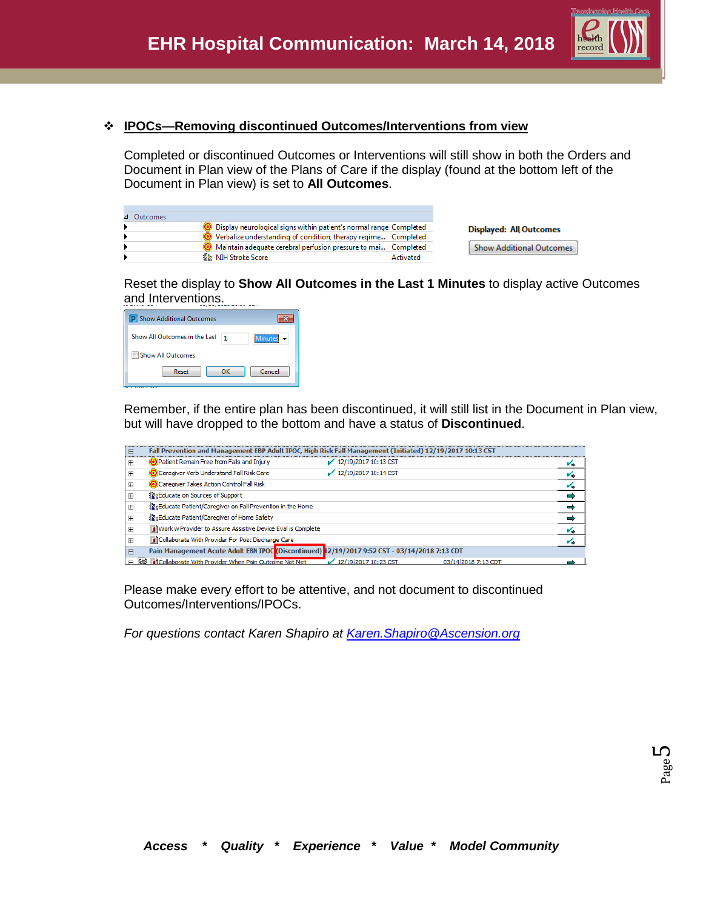- **IPOCs—Removing discontinued Outcomes/Interventions from view**

Completed or discontinued Outcomes or Interventions will still show in both the Orders and Document in Plan view of the Plans of Care if the display (found at the bottom left of the Document in Plan view) is set to **All Outcomes**.

| Outcomes | |
|---|---|
| Display neurological signs within patient's normal range | Completed |
| Verbalize understanding of condition, therapy regime... | Completed |
| Maintain adequate cerebral perfusion pressure to mai... | Completed |
| NIH Stroke Score | Activated |

Displayed: All Outcomes

Show Additional Outcomes

Reset the display to **Show All Outcomes in the Last 1 Minutes** to display active Outcomes and Interventions.

Show Additional Outcomes

Show All Outcomes in the Last 1 Minutes

Show All Outcomes

Reset OK Cancel

Remember, if the entire plan has been discontinued, it will still list in the Document in Plan view, but will have dropped to the bottom and have a status of **Discontinued**.

| Fall Prevention and Management EBP Adult IPOC, High Risk Fall Management (Initiated) 12/19/2017 10:13 CST | | |
|---|---|---|
| Patient Remain Free from Falls and Injury | 12/19/2017 10:13 CST | |
| Caregiver Verb Understand Fall Risk Care | 12/19/2017 10:14 CST | |
| Caregiver Takes Action Control Fall Risk | | |
| Educate on Sources of Support | | |
| Educate Patient/Caregiver on Fall Prevention in the Home | | |
| Educate Patient/Caregiver of Home Safety | | |
| Work w Provider to Assure Assistive Device Eval is Complete | | |
| Collaborate With Provider For Post Discharge Care | | |
| **Pain Management Acute Adult EBN IPOC (Discontinued) 12/19/2017 9:52 CST - 03/14/2018 7:13 CDT** | | |
| Collaborate With Provider When Pain Outcome Not Met | 12/19/2017 10:23 CST | 03/14/2018 7:13 CDT |

Please make every effort to be attentive, and not document to discontinued Outcomes/Interventions/IPOCs.

*For questions contact Karen Shapiro at [Karen.Shapiro@Ascension.org](mailto:Karen.Shapiro@Ascension.org)*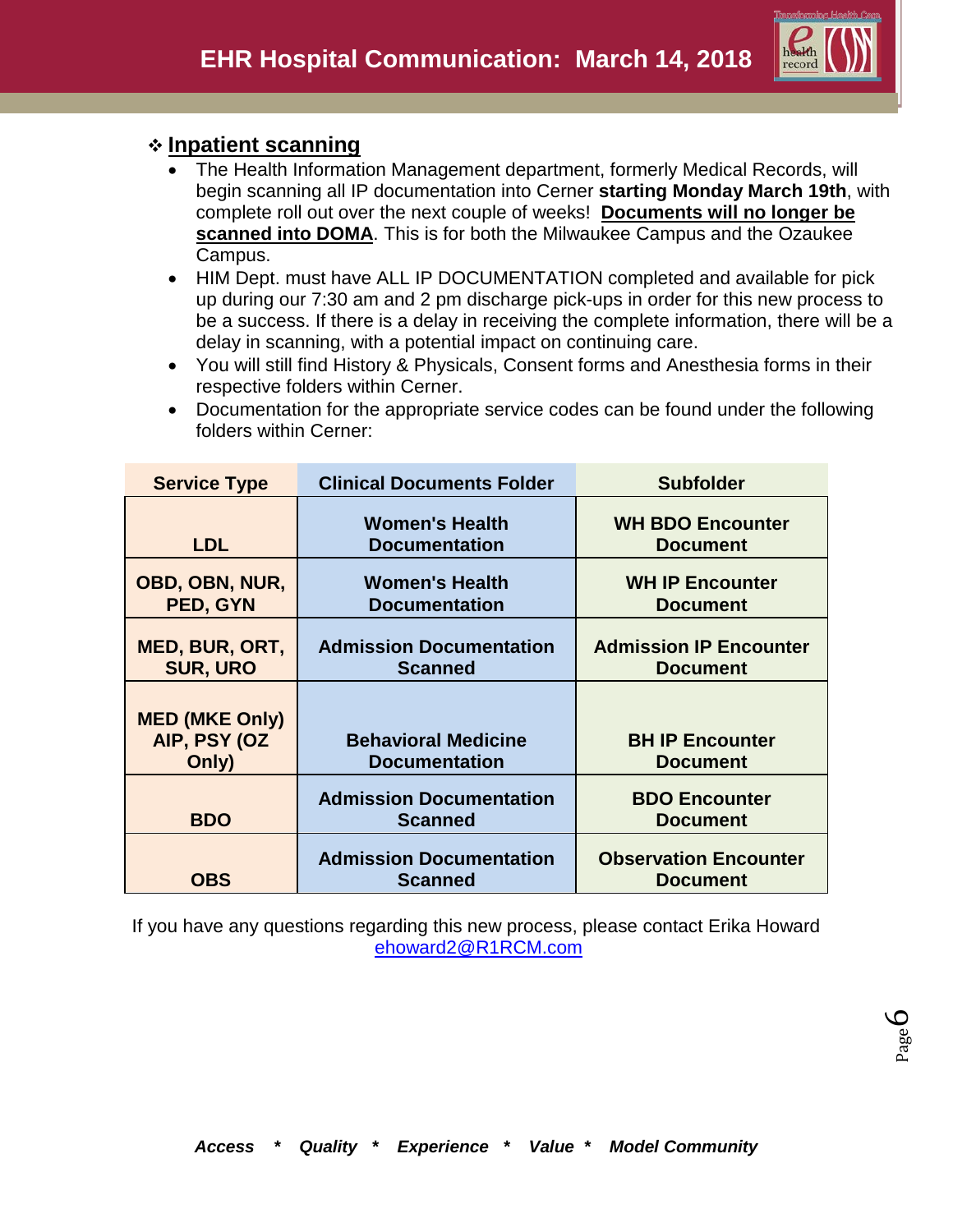## ❖ Inpatient scanning

- The Health Information Management department, formerly Medical Records, will begin scanning all IP documentation into Cerner **starting Monday March 19th**, with complete roll out over the next couple of weeks! **Documents will no longer be scanned into DOMA**. This is for both the Milwaukee Campus and the Ozaukee Campus.
- HIM Dept. must have ALL IP DOCUMENTATION completed and available for pick up during our 7:30 am and 2 pm discharge pick-ups in order for this new process to be a success. If there is a delay in receiving the complete information, there will be a delay in scanning, with a potential impact on continuing care.
- You will still find History & Physicals, Consent forms and Anesthesia forms in their respective folders within Cerner.
- Documentation for the appropriate service codes can be found under the following folders within Cerner:

| Service Type | Clinical Documents Folder | Subfolder |
|---|---|---|
| LDL | Women's Health Documentation | WH BDO Encounter Document |
| OBD, OBN, NUR, PED, GYN | Women's Health Documentation | WH IP Encounter Document |
| MED, BUR, ORT, SUR, URO | Admission Documentation Scanned | Admission IP Encounter Document |
| MED (MKE Only) AIP, PSY (OZ Only) | Behavioral Medicine Documentation | BH IP Encounter Document |
| BDO | Admission Documentation Scanned | BDO Encounter Document |
| OBS | Admission Documentation Scanned | Observation Encounter Document |

If you have any questions regarding this new process, please contact Erika Howard ehoward2@R1RCM.com